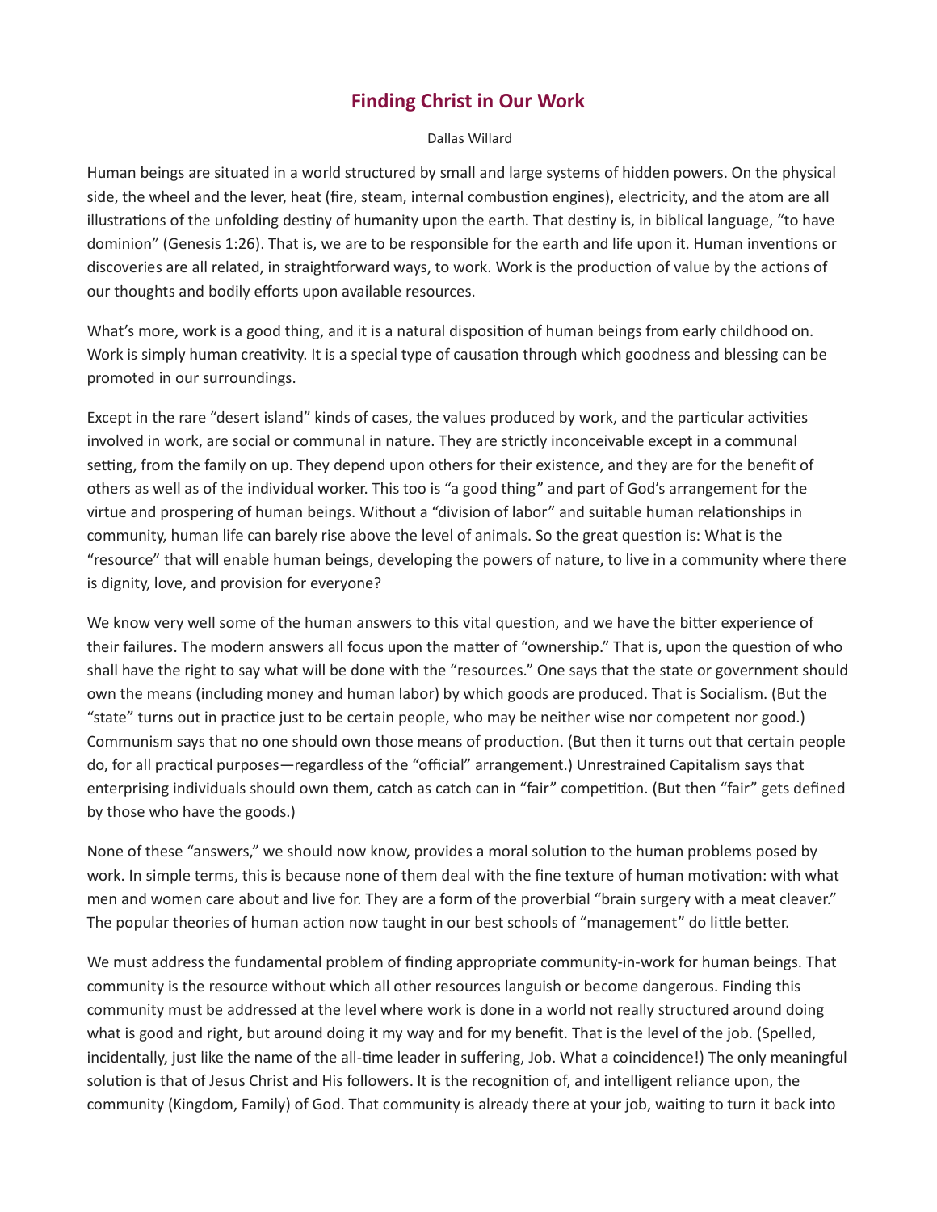# Finding Christ in Our Work

Dallas Willard

Human beings are situated in a world structured by small and large systems of hidden powers. On the physical side, the wheel and the lever, heat (fire, steam, internal combustion engines), electricity, and the atom are all illustrations of the unfolding destiny of humanity upon the earth. That destiny is, in biblical language, "to have dominion" (Genesis 1:26). That is, we are to be responsible for the earth and life upon it. Human inventions or discoveries are all related, in straightforward ways, to work. Work is the production of value by the actions of our thoughts and bodily efforts upon available resources.

What's more, work is a good thing, and it is a natural disposition of human beings from early childhood on. Work is simply human creativity. It is a special type of causation through which goodness and blessing can be promoted in our surroundings.

Except in the rare "desert island" kinds of cases, the values produced by work, and the particular activities involved in work, are social or communal in nature. They are strictly inconceivable except in a communal setting, from the family on up. They depend upon others for their existence, and they are for the benefit of others as well as of the individual worker. This too is "a good thing" and part of God's arrangement for the virtue and prospering of human beings. Without a "division of labor" and suitable human relationships in community, human life can barely rise above the level of animals. So the great question is: What is the "resource" that will enable human beings, developing the powers of nature, to live in a community where there is dignity, love, and provision for everyone?

We know very well some of the human answers to this vital question, and we have the bitter experience of their failures. The modern answers all focus upon the matter of "ownership." That is, upon the question of who shall have the right to say what will be done with the "resources." One says that the state or government should own the means (including money and human labor) by which goods are produced. That is Socialism. (But the "state" turns out in practice just to be certain people, who may be neither wise nor competent nor good.) Communism says that no one should own those means of production. (But then it turns out that certain people do, for all practical purposes—regardless of the "official" arrangement.) Unrestrained Capitalism says that enterprising individuals should own them, catch as catch can in "fair" competition. (But then "fair" gets defined by those who have the goods.)

None of these "answers," we should now know, provides a moral solution to the human problems posed by work. In simple terms, this is because none of them deal with the fine texture of human motivation: with what men and women care about and live for. They are a form of the proverbial "brain surgery with a meat cleaver." The popular theories of human action now taught in our best schools of "management" do little better.

We must address the fundamental problem of finding appropriate community-in-work for human beings. That community is the resource without which all other resources languish or become dangerous. Finding this community must be addressed at the level where work is done in a world not really structured around doing what is good and right, but around doing it my way and for my benefit. That is the level of the job. (Spelled, incidentally, just like the name of the all-time leader in suffering, Job. What a coincidence!) The only meaningful solution is that of Jesus Christ and His followers. It is the recognition of, and intelligent reliance upon, the community (Kingdom, Family) of God. That community is already there at your job, waiting to turn it back into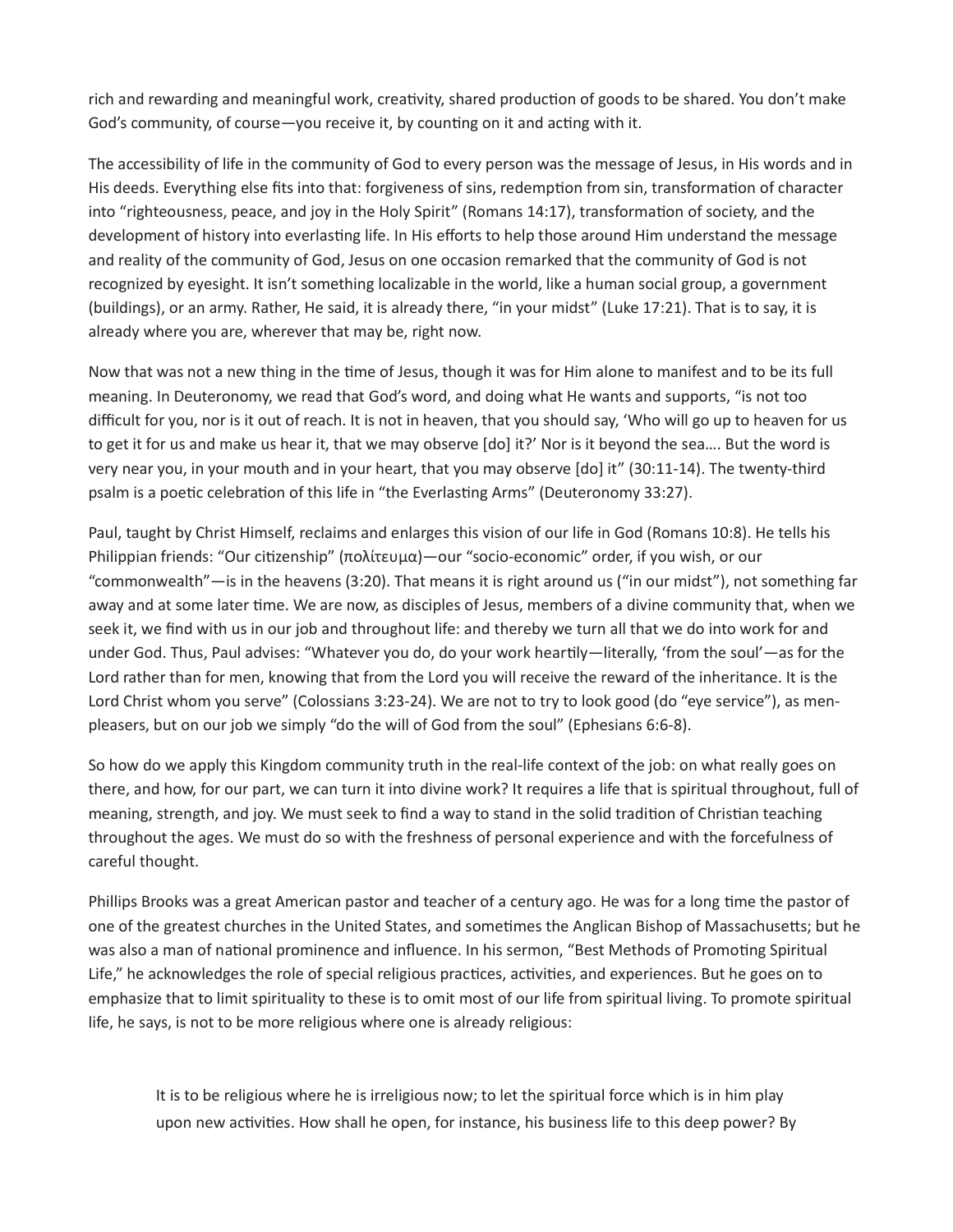rich and rewarding and meaningful work, creativity, shared production of goods to be shared. You don't make God's community, of course—you receive it, by counting on it and acting with it.

The accessibility of life in the community of God to every person was the message of Jesus, in His words and in His deeds. Everything else fits into that: forgiveness of sins, redemption from sin, transformation of character into "righteousness, peace, and joy in the Holy Spirit" (Romans 14:17), transformation of society, and the development of history into everlasting life. In His efforts to help those around Him understand the message and reality of the community of God, Jesus on one occasion remarked that the community of God is not recognized by eyesight. It isn't something localizable in the world, like a human social group, a government (buildings), or an army. Rather, He said, it is already there, "in your midst" (Luke 17:21). That is to say, it is already where you are, wherever that may be, right now.

Now that was not a new thing in the time of Jesus, though it was for Him alone to manifest and to be its full meaning. In Deuteronomy, we read that God's word, and doing what He wants and supports, "is not too difficult for you, nor is it out of reach. It is not in heaven, that you should say, 'Who will go up to heaven for us to get it for us and make us hear it, that we may observe [do] it?' Nor is it beyond the sea…. But the word is very near you, in your mouth and in your heart, that you may observe [do] it" (30:11-14). The twenty-third psalm is a poetic celebration of this life in "the Everlasting Arms" (Deuteronomy 33:27).

Paul, taught by Christ Himself, reclaims and enlarges this vision of our life in God (Romans 10:8). He tells his Philippian friends: "Our citizenship" (πολίτευμα)—our "socio-economic" order, if you wish, or our "commonwealth"—is in the heavens (3:20). That means it is right around us ("in our midst"), not something far away and at some later time. We are now, as disciples of Jesus, members of a divine community that, when we seek it, we find with us in our job and throughout life: and thereby we turn all that we do into work for and under God. Thus, Paul advises: "Whatever you do, do your work heartily—literally, 'from the soul'—as for the Lord rather than for men, knowing that from the Lord you will receive the reward of the inheritance. It is the Lord Christ whom you serve" (Colossians 3:23-24). We are not to try to look good (do "eye service"), as men-pleasers, but on our job we simply "do the will of God from the soul" (Ephesians 6:6-8).

So how do we apply this Kingdom community truth in the real-life context of the job: on what really goes on there, and how, for our part, we can turn it into divine work? It requires a life that is spiritual throughout, full of meaning, strength, and joy. We must seek to find a way to stand in the solid tradition of Christian teaching throughout the ages. We must do so with the freshness of personal experience and with the forcefulness of careful thought.

Phillips Brooks was a great American pastor and teacher of a century ago. He was for a long time the pastor of one of the greatest churches in the United States, and sometimes the Anglican Bishop of Massachusetts; but he was also a man of national prominence and influence. In his sermon, "Best Methods of Promoting Spiritual Life," he acknowledges the role of special religious practices, activities, and experiences. But he goes on to emphasize that to limit spirituality to these is to omit most of our life from spiritual living. To promote spiritual life, he says, is not to be more religious where one is already religious:

> It is to be religious where he is irreligious now; to let the spiritual force which is in him play upon new activities. How shall he open, for instance, his business life to this deep power? By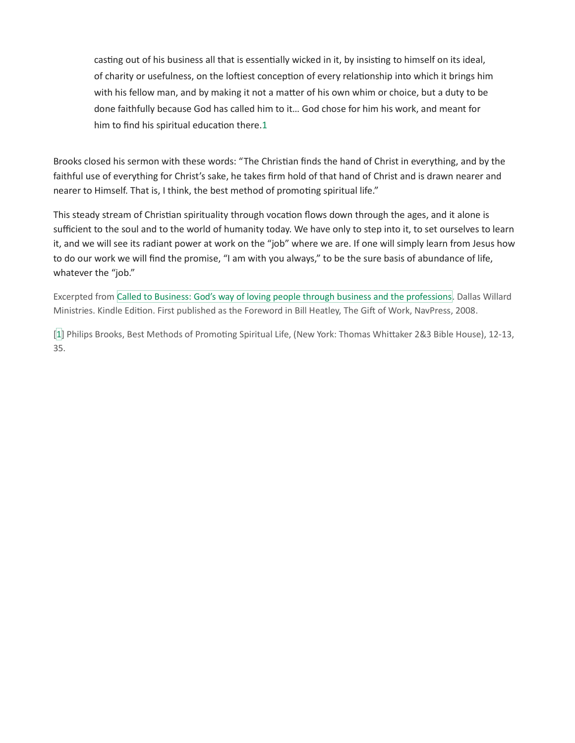> casting out of his business all that is essentially wicked in it, by insisting to himself on its ideal, of charity or usefulness, on the loftiest conception of every relationship into which it brings him with his fellow man, and by making it not a matter of his own whim or choice, but a duty to be done faithfully because God has called him to it… God chose for him his work, and meant for him to find his spiritual education there.[1]

Brooks closed his sermon with these words: "The Christian finds the hand of Christ in everything, and by the faithful use of everything for Christ's sake, he takes firm hold of that hand of Christ and is drawn nearer and nearer to Himself. That is, I think, the best method of promoting spiritual life."

This steady stream of Christian spirituality through vocation flows down through the ages, and it alone is sufficient to the soul and to the world of humanity today. We have only to step into it, to set ourselves to learn it, and we will see its radiant power at work on the "job" where we are. If one will simply learn from Jesus how to do our work we will find the promise, "I am with you always," to be the sure basis of abundance of life, whatever the "job."

Excerpted from Called to Business: God's way of loving people through business and the professions. Dallas Willard Ministries. Kindle Edition. First published as the Foreword in Bill Heatley, The Gift of Work, NavPress, 2008.

[1] Philips Brooks, Best Methods of Promoting Spiritual Life, (New York: Thomas Whittaker 2&3 Bible House), 12-13, 35.